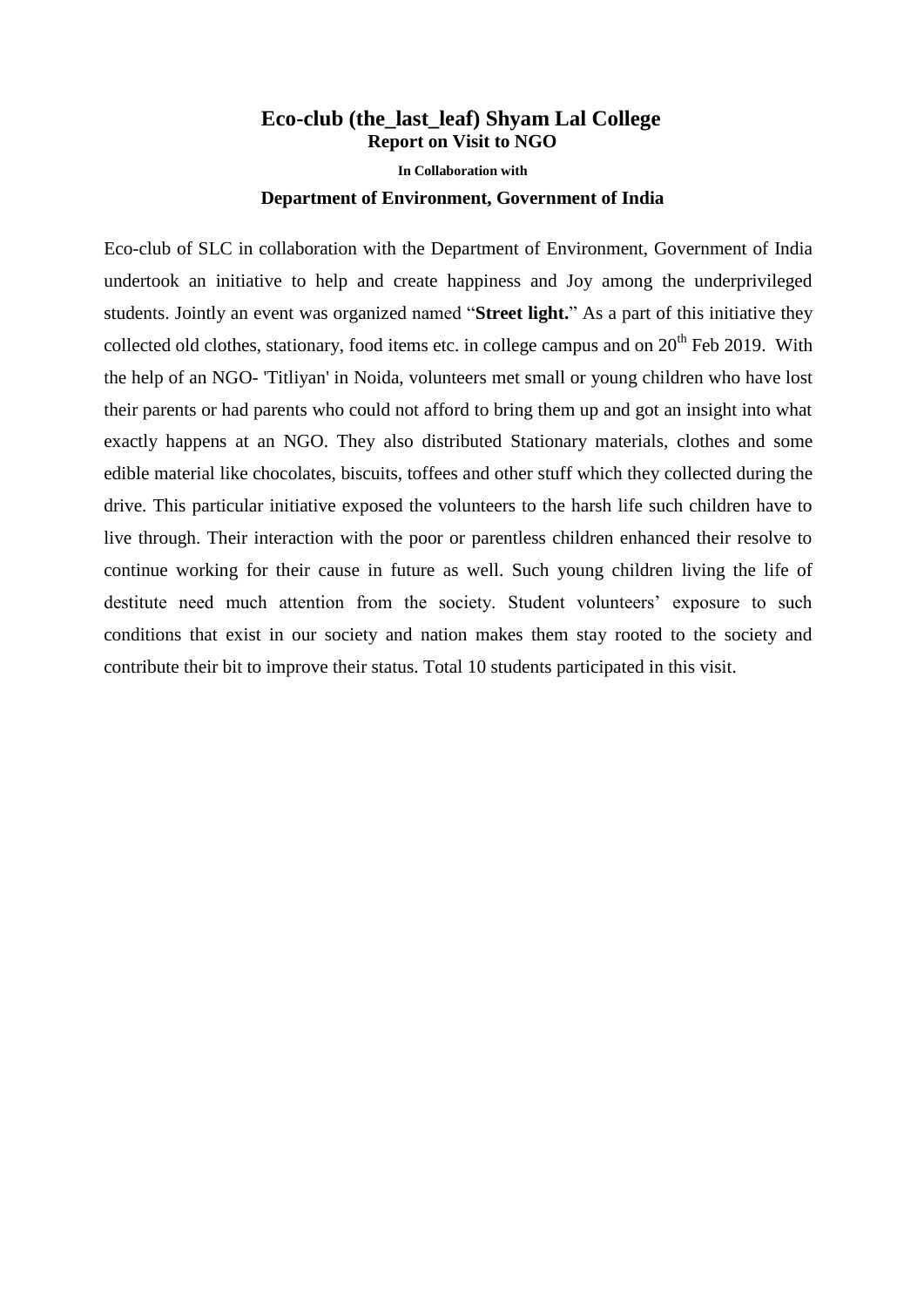# Eco-club (the_last_leaf) Shyam Lal College

**Report on Visit to NGO**

**In Collaboration with**

**Department of Environment, Government of India**

Eco-club of SLC in collaboration with the Department of Environment, Government of India undertook an initiative to help and create happiness and Joy among the underprivileged students. Jointly an event was organized named "**Street light.**" As a part of this initiative they collected old clothes, stationary, food items etc. in college campus and on 20th Feb 2019. With the help of an NGO- 'Titliyan' in Noida, volunteers met small or young children who have lost their parents or had parents who could not afford to bring them up and got an insight into what exactly happens at an NGO. They also distributed Stationary materials, clothes and some edible material like chocolates, biscuits, toffees and other stuff which they collected during the drive. This particular initiative exposed the volunteers to the harsh life such children have to live through. Their interaction with the poor or parentless children enhanced their resolve to continue working for their cause in future as well. Such young children living the life of destitute need much attention from the society. Student volunteers' exposure to such conditions that exist in our society and nation makes them stay rooted to the society and contribute their bit to improve their status. Total 10 students participated in this visit.